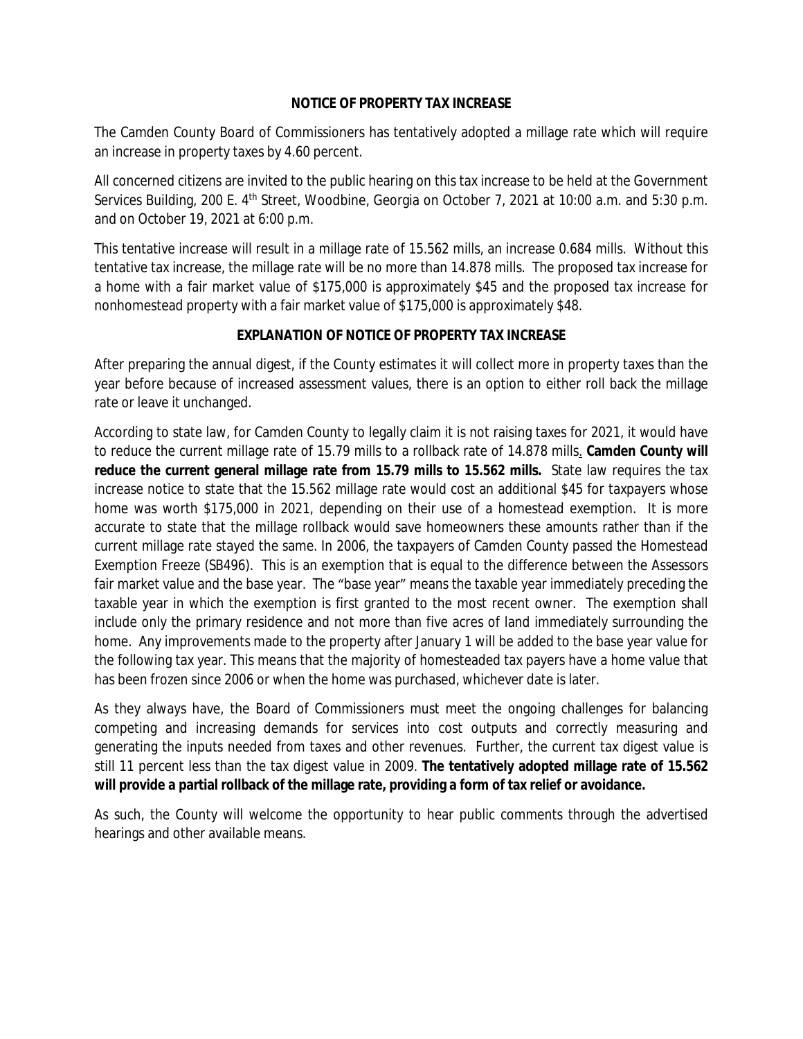**NOTICE OF PROPERTY TAX INCREASE**

The Camden County Board of Commissioners has tentatively adopted a millage rate which will require an increase in property taxes by 4.60 percent.

All concerned citizens are invited to the public hearing on this tax increase to be held at the Government Services Building, 200 E. 4th Street, Woodbine, Georgia on October 7, 2021 at 10:00 a.m. and 5:30 p.m. and on October 19, 2021 at 6:00 p.m.

This tentative increase will result in a millage rate of 15.562 mills, an increase 0.684 mills. Without this tentative tax increase, the millage rate will be no more than 14.878 mills. The proposed tax increase for a home with a fair market value of $175,000 is approximately $45 and the proposed tax increase for nonhomestead property with a fair market value of $175,000 is approximately $48.

**EXPLANATION OF NOTICE OF PROPERTY TAX INCREASE**

After preparing the annual digest, if the County estimates it will collect more in property taxes than the year before because of increased assessment values, there is an option to either roll back the millage rate or leave it unchanged.

According to state law, for Camden County to legally claim it is not raising taxes for 2021, it would have to reduce the current millage rate of 15.79 mills to a rollback rate of 14.878 mills. **Camden County will reduce the current general millage rate from 15.79 mills to 15.562 mills.** State law requires the tax increase notice to state that the 15.562 millage rate would cost an additional $45 for taxpayers whose home was worth $175,000 in 2021, depending on their use of a homestead exemption. It is more accurate to state that the millage rollback would save homeowners these amounts rather than if the current millage rate stayed the same. In 2006, the taxpayers of Camden County passed the Homestead Exemption Freeze (SB496). This is an exemption that is equal to the difference between the Assessors fair market value and the base year. The "base year" means the taxable year immediately preceding the taxable year in which the exemption is first granted to the most recent owner. The exemption shall include only the primary residence and not more than five acres of land immediately surrounding the home. Any improvements made to the property after January 1 will be added to the base year value for the following tax year. This means that the majority of homesteaded tax payers have a home value that has been frozen since 2006 or when the home was purchased, whichever date is later.

As they always have, the Board of Commissioners must meet the ongoing challenges for balancing competing and increasing demands for services into cost outputs and correctly measuring and generating the inputs needed from taxes and other revenues. Further, the current tax digest value is still 11 percent less than the tax digest value in 2009. **The tentatively adopted millage rate of 15.562 will provide a partial rollback of the millage rate, providing a form of tax relief or avoidance.**

As such, the County will welcome the opportunity to hear public comments through the advertised hearings and other available means.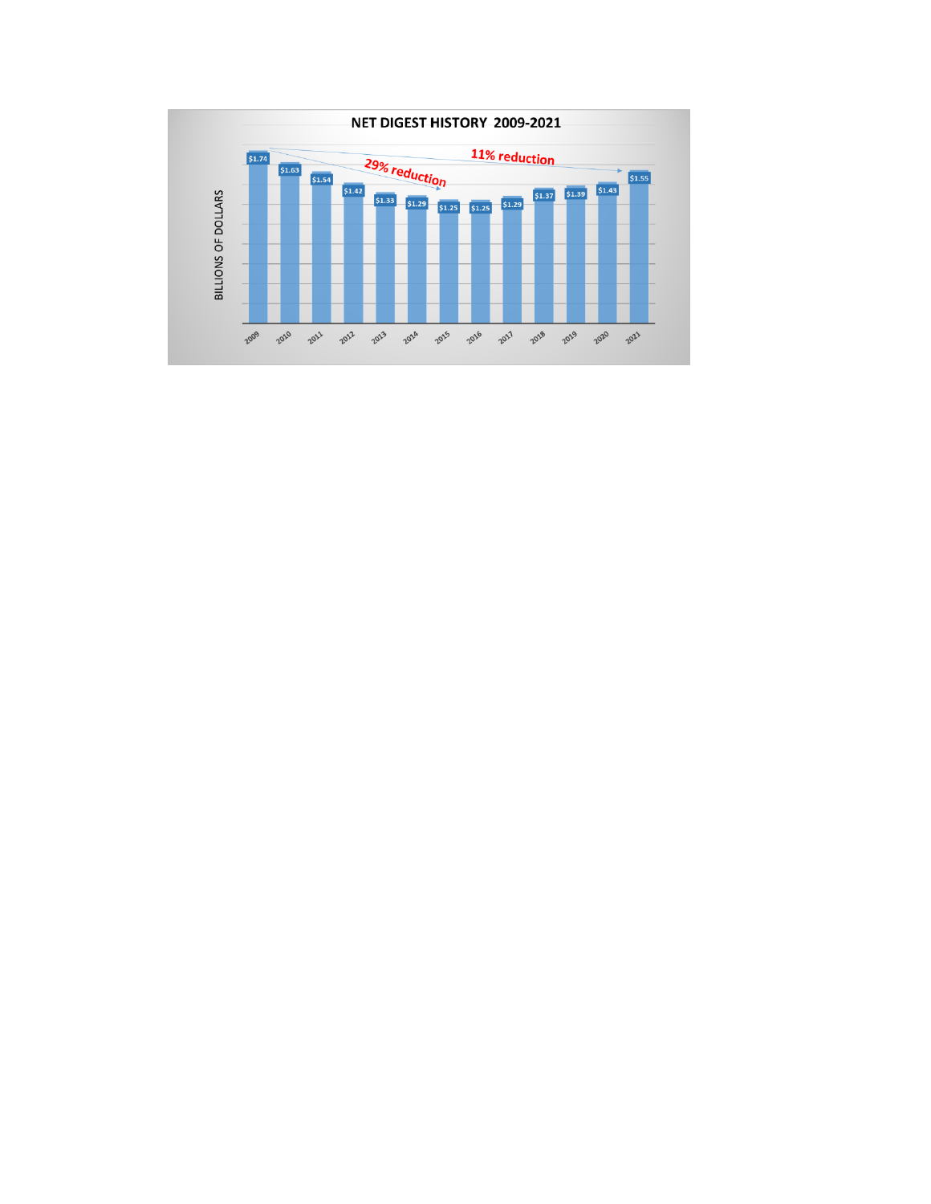NET DIGEST HISTORY 2009-2021

BILLIONS OF DOLLARS

11% reduction

29% reduction

$1.74
$1.63
$1.54
$1.42
$1.33
$1.29
$1.25
$1.25
$1.29
$1.37
$1.39
$1.43
$1.55

2009
2010
2011
2012
2013
2014
2015
2016
2017
2018
2019
2020
2021